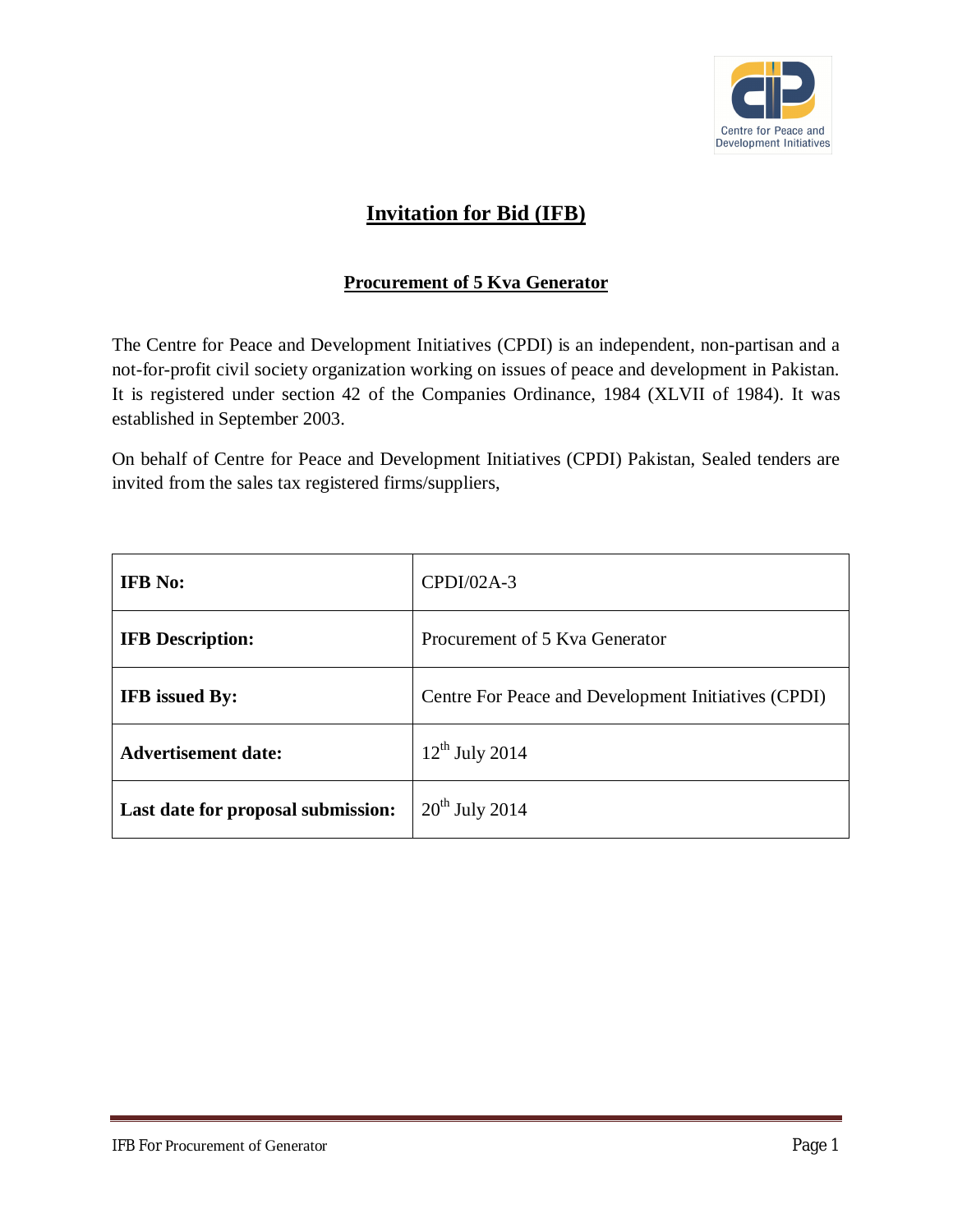# Invitation for Bid (IFB)

## Procurement of 5 Kva Generator

The Centre for Peace and Development Initiatives (CPDI) is an independent, non-partisan and a not-for-profit civil society organization working on issues of peace and development in Pakistan. It is registered under section 42 of the Companies Ordinance, 1984 (XLVII of 1984). It was established in September 2003.

On behalf of Centre for Peace and Development Initiatives (CPDI) Pakistan, Sealed tenders are invited from the sales tax registered firms/suppliers,

| | |
|---|---|
| **IFB No:** | CPDI/02A-3 |
| **IFB Description:** | Procurement of 5 Kva Generator |
| **IFB issued By:** | Centre For Peace and Development Initiatives (CPDI) |
| **Advertisement date:** | 12th July 2014 |
| **Last date for proposal submission:** | 20th July 2014 |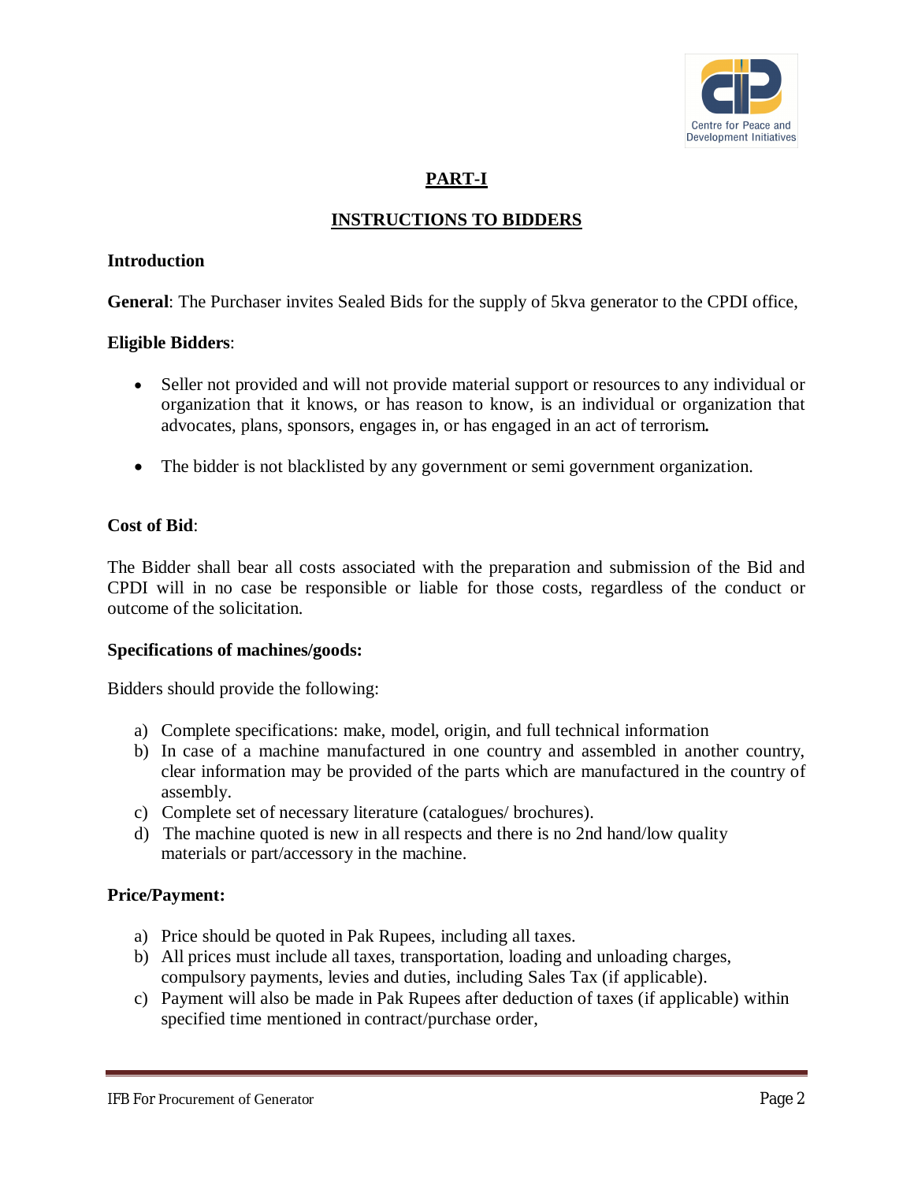## PART-I

## INSTRUCTIONS TO BIDDERS

### Introduction

**General**: The Purchaser invites Sealed Bids for the supply of 5kva generator to the CPDI office,

**Eligible Bidders**:

- Seller not provided and will not provide material support or resources to any individual or organization that it knows, or has reason to know, is an individual or organization that advocates, plans, sponsors, engages in, or has engaged in an act of terrorism**.**
- The bidder is not blacklisted by any government or semi government organization.

**Cost of Bid**:

The Bidder shall bear all costs associated with the preparation and submission of the Bid and CPDI will in no case be responsible or liable for those costs, regardless of the conduct or outcome of the solicitation.

**Specifications of machines/goods:**

Bidders should provide the following:

a) Complete specifications: make, model, origin, and full technical information
b) In case of a machine manufactured in one country and assembled in another country, clear information may be provided of the parts which are manufactured in the country of assembly.
c) Complete set of necessary literature (catalogues/ brochures).
d) The machine quoted is new in all respects and there is no 2nd hand/low quality materials or part/accessory in the machine.

**Price/Payment:**

a) Price should be quoted in Pak Rupees, including all taxes.
b) All prices must include all taxes, transportation, loading and unloading charges, compulsory payments, levies and duties, including Sales Tax (if applicable).
c) Payment will also be made in Pak Rupees after deduction of taxes (if applicable) within specified time mentioned in contract/purchase order,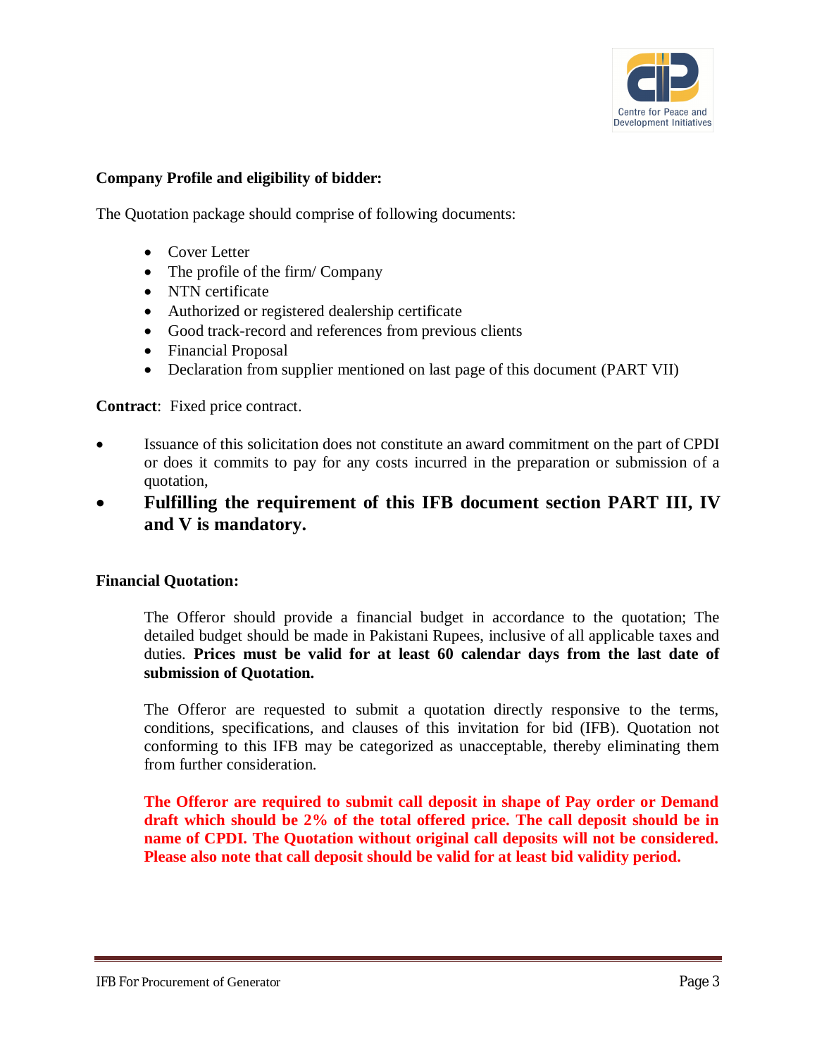**Company Profile and eligibility of bidder:**

The Quotation package should comprise of following documents:

- Cover Letter
- The profile of the firm/ Company
- NTN certificate
- Authorized or registered dealership certificate
- Good track-record and references from previous clients
- Financial Proposal
- Declaration from supplier mentioned on last page of this document (PART VII)

**Contract**: Fixed price contract.

- Issuance of this solicitation does not constitute an award commitment on the part of CPDI or does it commits to pay for any costs incurred in the preparation or submission of a quotation,
- **Fulfilling the requirement of this IFB document section PART III, IV and V is mandatory.**

**Financial Quotation:**

The Offeror should provide a financial budget in accordance to the quotation; The detailed budget should be made in Pakistani Rupees, inclusive of all applicable taxes and duties. **Prices must be valid for at least 60 calendar days from the last date of submission of Quotation.**

The Offeror are requested to submit a quotation directly responsive to the terms, conditions, specifications, and clauses of this invitation for bid (IFB). Quotation not conforming to this IFB may be categorized as unacceptable, thereby eliminating them from further consideration.

**The Offeror are required to submit call deposit in shape of Pay order or Demand draft which should be 2% of the total offered price. The call deposit should be in name of CPDI. The Quotation without original call deposits will not be considered. Please also note that call deposit should be valid for at least bid validity period.**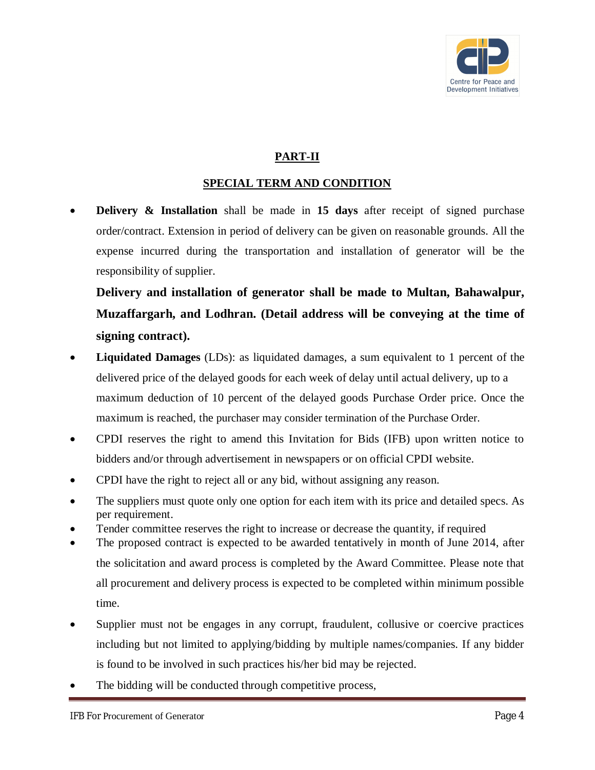## PART-II

## SPECIAL TERM AND CONDITION

- **Delivery & Installation** shall be made in **15 days** after receipt of signed purchase order/contract. Extension in period of delivery can be given on reasonable grounds. All the expense incurred during the transportation and installation of generator will be the responsibility of supplier.

  **Delivery and installation of generator shall be made to Multan, Bahawalpur, Muzaffargarh, and Lodhran. (Detail address will be conveying at the time of signing contract).**

- **Liquidated Damages** (LDs): as liquidated damages, a sum equivalent to 1 percent of the delivered price of the delayed goods for each week of delay until actual delivery, up to a maximum deduction of 10 percent of the delayed goods Purchase Order price. Once the maximum is reached, the purchaser may consider termination of the Purchase Order.
- CPDI reserves the right to amend this Invitation for Bids (IFB) upon written notice to bidders and/or through advertisement in newspapers or on official CPDI website.
- CPDI have the right to reject all or any bid, without assigning any reason.
- The suppliers must quote only one option for each item with its price and detailed specs. As per requirement.
- Tender committee reserves the right to increase or decrease the quantity, if required
- The proposed contract is expected to be awarded tentatively in month of June 2014, after the solicitation and award process is completed by the Award Committee. Please note that all procurement and delivery process is expected to be completed within minimum possible time.
- Supplier must not be engages in any corrupt, fraudulent, collusive or coercive practices including but not limited to applying/bidding by multiple names/companies. If any bidder is found to be involved in such practices his/her bid may be rejected.
- The bidding will be conducted through competitive process,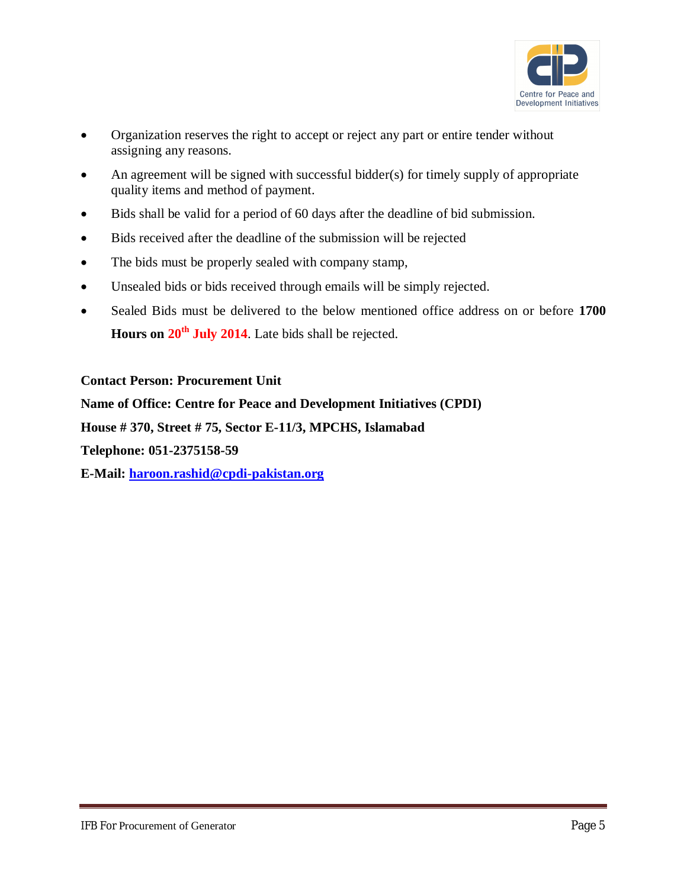- Organization reserves the right to accept or reject any part or entire tender without assigning any reasons.
- An agreement will be signed with successful bidder(s) for timely supply of appropriate quality items and method of payment.
- Bids shall be valid for a period of 60 days after the deadline of bid submission.
- Bids received after the deadline of the submission will be rejected
- The bids must be properly sealed with company stamp,
- Unsealed bids or bids received through emails will be simply rejected.
- Sealed Bids must be delivered to the below mentioned office address on or before **1700 Hours on 20th July 2014**. Late bids shall be rejected.

**Contact Person: Procurement Unit**

**Name of Office: Centre for Peace and Development Initiatives (CPDI)**

**House # 370, Street # 75, Sector E-11/3, MPCHS, Islamabad**

**Telephone: 051-2375158-59**

**E-Mail: haroon.rashid@cpdi-pakistan.org**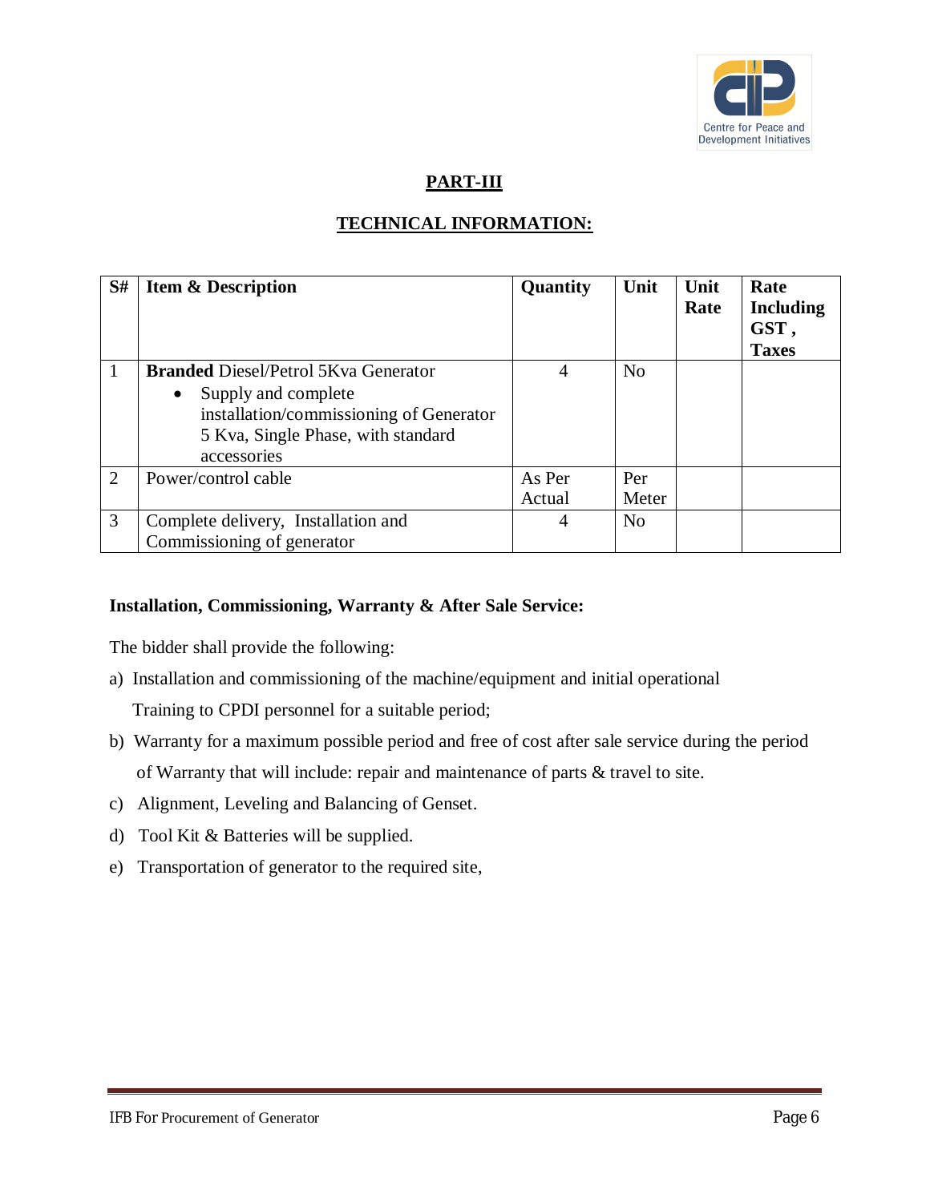## PART-III

## TECHNICAL INFORMATION:

| S# | Item & Description | Quantity | Unit | Unit Rate | Rate Including GST , Taxes |
|---|---|---|---|---|---|
| 1 | **Branded** Diesel/Petrol 5Kva Generator<br>• Supply and complete installation/commissioning of Generator 5 Kva, Single Phase, with standard accessories | 4 | No | | |
| 2 | Power/control cable | As Per Actual | Per Meter | | |
| 3 | Complete delivery, Installation and Commissioning of generator | 4 | No | | |

**Installation, Commissioning, Warranty & After Sale Service:**

The bidder shall provide the following:

a) Installation and commissioning of the machine/equipment and initial operational Training to CPDI personnel for a suitable period;

b) Warranty for a maximum possible period and free of cost after sale service during the period of Warranty that will include: repair and maintenance of parts & travel to site.

c) Alignment, Leveling and Balancing of Genset.

d) Tool Kit & Batteries will be supplied.

e) Transportation of generator to the required site,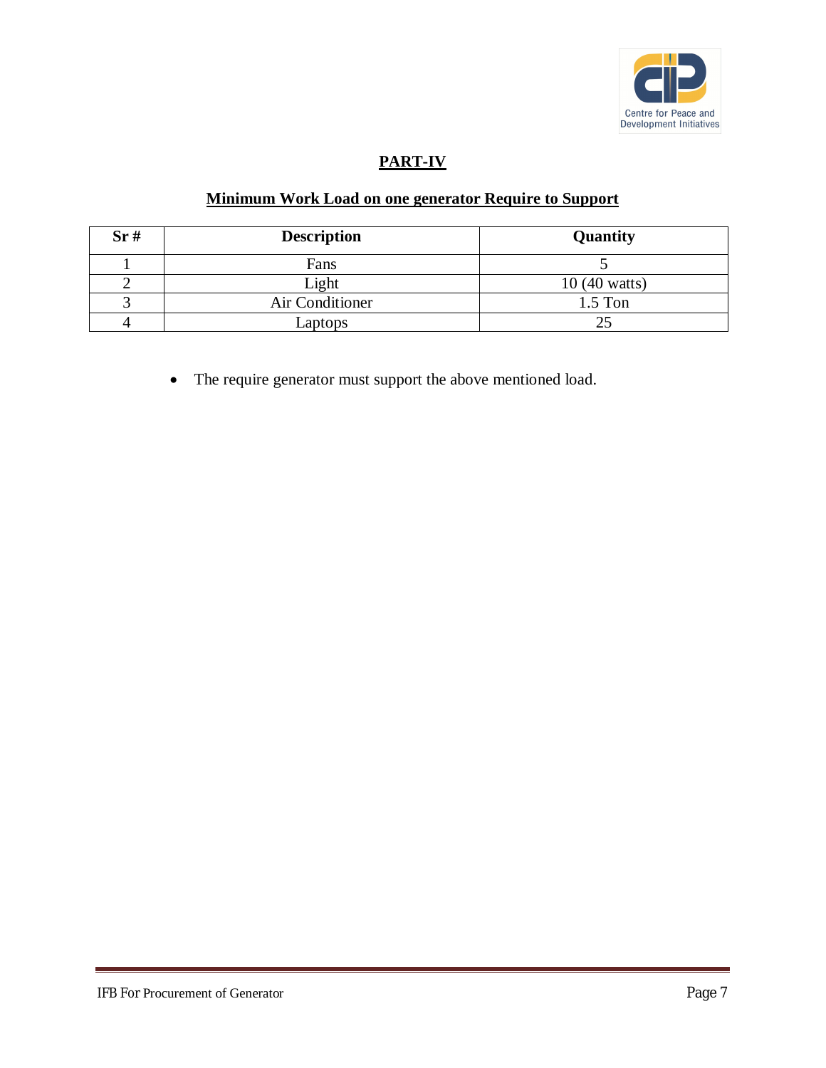## PART-IV

### Minimum Work Load on one generator Require to Support

| Sr # | Description | Quantity |
|---|---|---|
| 1 | Fans | 5 |
| 2 | Light | 10 (40 watts) |
| 3 | Air Conditioner | 1.5 Ton |
| 4 | Laptops | 25 |

- The require generator must support the above mentioned load.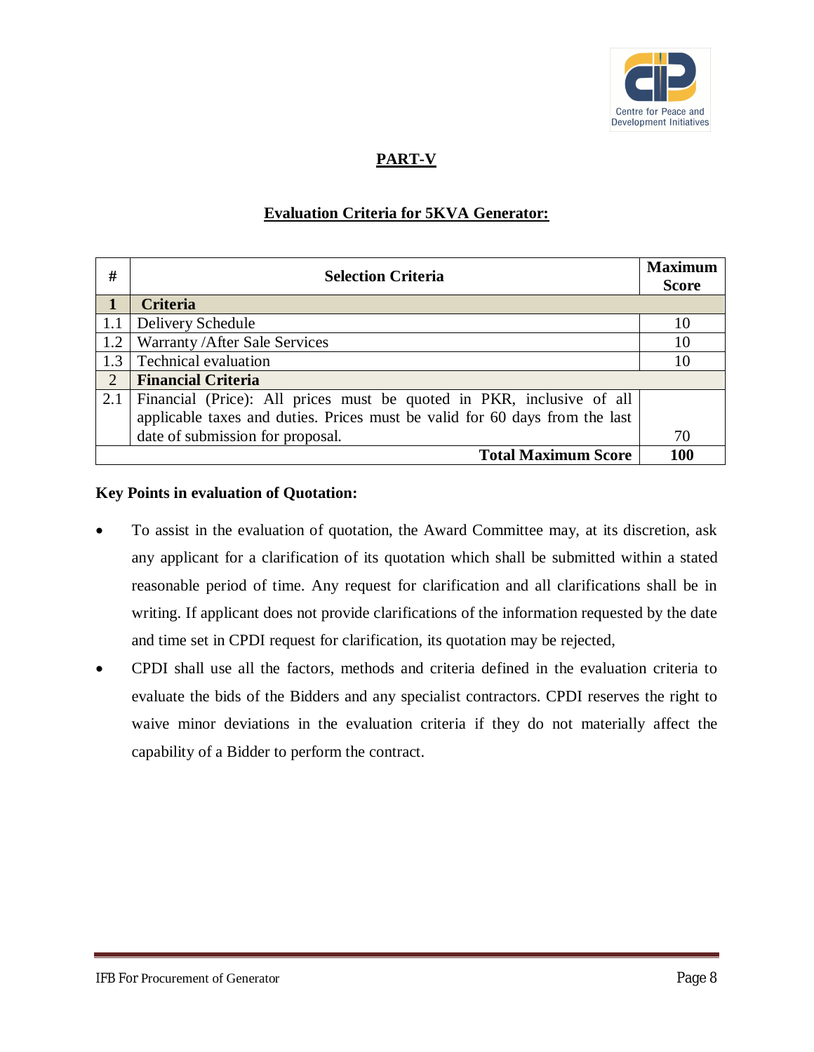## PART-V

### Evaluation Criteria for 5KVA Generator:

| # | Selection Criteria | Maximum Score |
|---|---|---|
| **1** | **Criteria** | |
| 1.1 | Delivery Schedule | 10 |
| 1.2 | Warranty /After Sale Services | 10 |
| 1.3 | Technical evaluation | 10 |
| 2 | **Financial Criteria** | |
| 2.1 | Financial (Price): All prices must be quoted in PKR, inclusive of all applicable taxes and duties. Prices must be valid for 60 days from the last date of submission for proposal. | 70 |
| | **Total Maximum Score** | **100** |

**Key Points in evaluation of Quotation:**

- To assist in the evaluation of quotation, the Award Committee may, at its discretion, ask any applicant for a clarification of its quotation which shall be submitted within a stated reasonable period of time. Any request for clarification and all clarifications shall be in writing. If applicant does not provide clarifications of the information requested by the date and time set in CPDI request for clarification, its quotation may be rejected,
- CPDI shall use all the factors, methods and criteria defined in the evaluation criteria to evaluate the bids of the Bidders and any specialist contractors. CPDI reserves the right to waive minor deviations in the evaluation criteria if they do not materially affect the capability of a Bidder to perform the contract.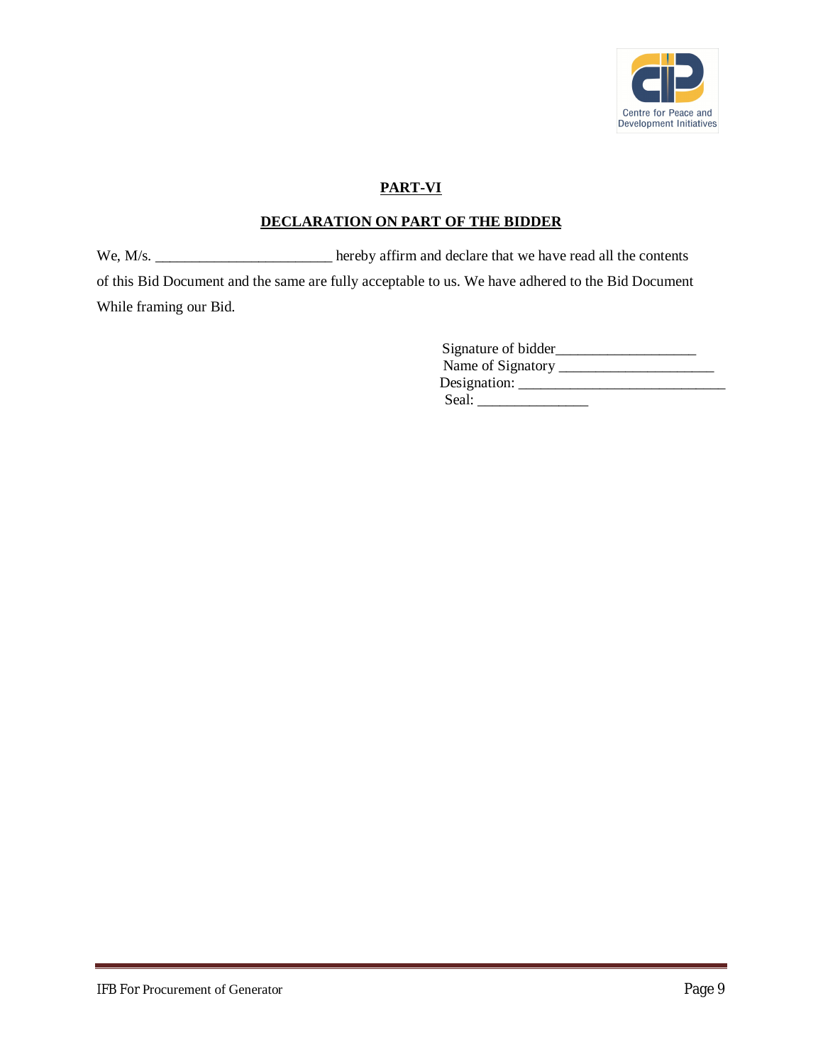## PART-VI

### DECLARATION ON PART OF THE BIDDER

We, M/s. ________________________ hereby affirm and declare that we have read all the contents of this Bid Document and the same are fully acceptable to us. We have adhered to the Bid Document While framing our Bid.

Signature of bidder___________________

Name of Signatory _____________________

Designation: ____________________________

Seal: _______________